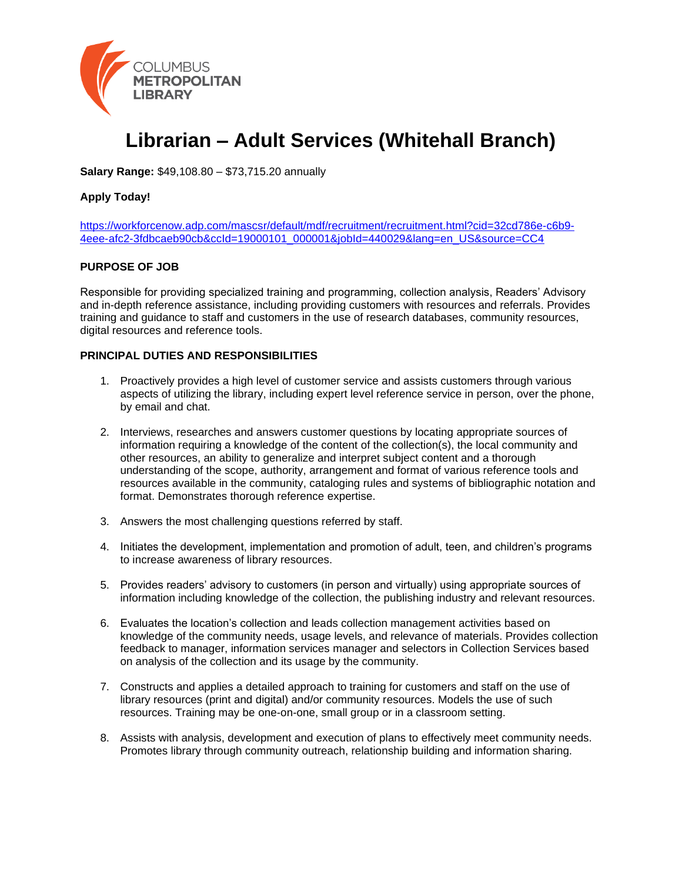COLUMBUS METROPOLITAN LIBRARY

# Librarian – Adult Services (Whitehall Branch)

**Salary Range:** $49,108.80 – $73,715.20 annually

**Apply Today!**

https://workforcenow.adp.com/mascsr/default/mdf/recruitment/recruitment.html?cid=32cd786e-c6b9-4eee-afc2-3fdbcaeb90cb&ccId=19000101_000001&jobId=440029&lang=en_US&source=CC4

**PURPOSE OF JOB**

Responsible for providing specialized training and programming, collection analysis, Readers' Advisory and in-depth reference assistance, including providing customers with resources and referrals. Provides training and guidance to staff and customers in the use of research databases, community resources, digital resources and reference tools.

**PRINCIPAL DUTIES AND RESPONSIBILITIES**

1. Proactively provides a high level of customer service and assists customers through various aspects of utilizing the library, including expert level reference service in person, over the phone, by email and chat.

2. Interviews, researches and answers customer questions by locating appropriate sources of information requiring a knowledge of the content of the collection(s), the local community and other resources, an ability to generalize and interpret subject content and a thorough understanding of the scope, authority, arrangement and format of various reference tools and resources available in the community, cataloging rules and systems of bibliographic notation and format. Demonstrates thorough reference expertise.

3. Answers the most challenging questions referred by staff.

4. Initiates the development, implementation and promotion of adult, teen, and children's programs to increase awareness of library resources.

5. Provides readers' advisory to customers (in person and virtually) using appropriate sources of information including knowledge of the collection, the publishing industry and relevant resources.

6. Evaluates the location's collection and leads collection management activities based on knowledge of the community needs, usage levels, and relevance of materials. Provides collection feedback to manager, information services manager and selectors in Collection Services based on analysis of the collection and its usage by the community.

7. Constructs and applies a detailed approach to training for customers and staff on the use of library resources (print and digital) and/or community resources. Models the use of such resources. Training may be one-on-one, small group or in a classroom setting.

8. Assists with analysis, development and execution of plans to effectively meet community needs. Promotes library through community outreach, relationship building and information sharing.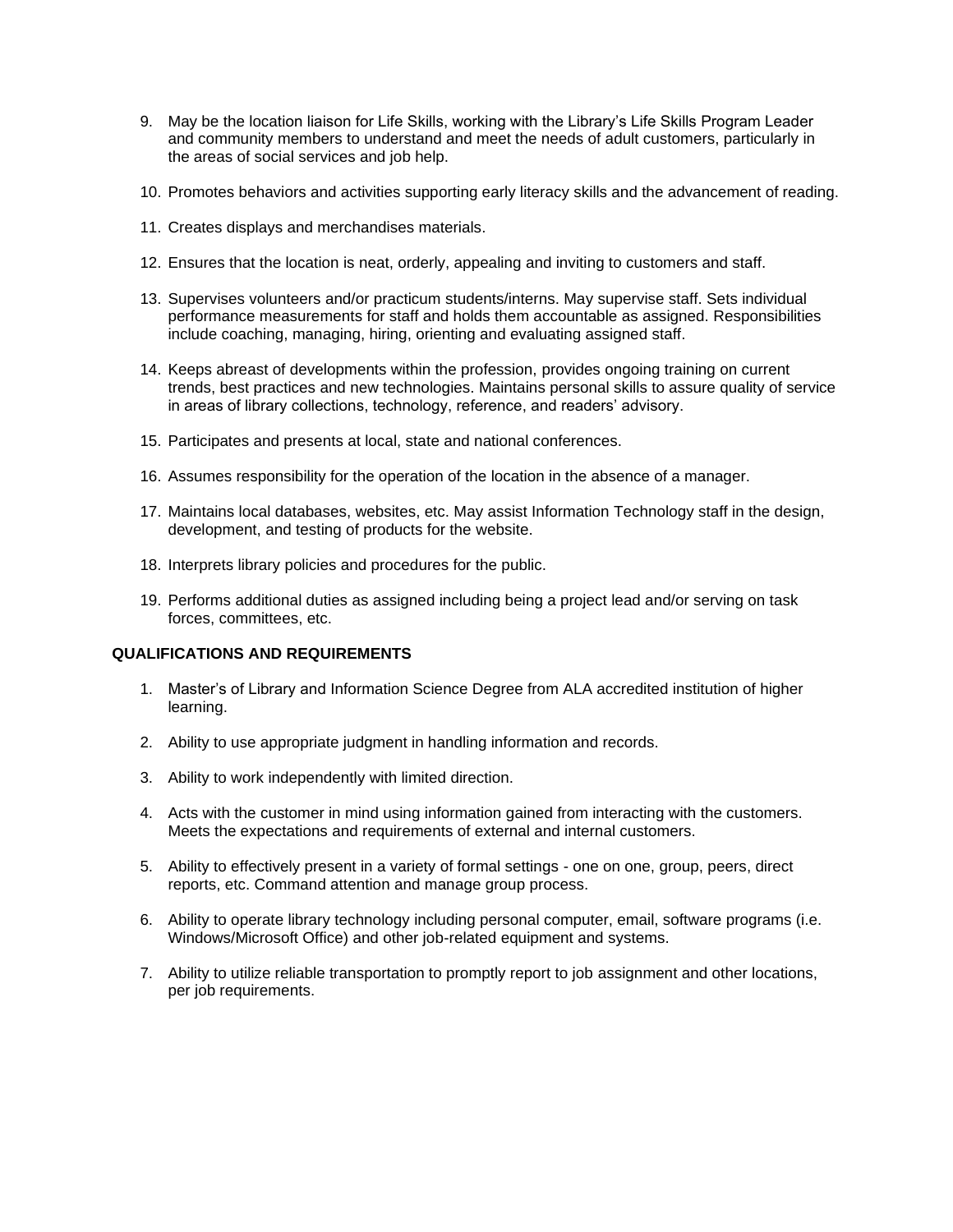9. May be the location liaison for Life Skills, working with the Library's Life Skills Program Leader and community members to understand and meet the needs of adult customers, particularly in the areas of social services and job help.

10. Promotes behaviors and activities supporting early literacy skills and the advancement of reading.

11. Creates displays and merchandises materials.

12. Ensures that the location is neat, orderly, appealing and inviting to customers and staff.

13. Supervises volunteers and/or practicum students/interns. May supervise staff. Sets individual performance measurements for staff and holds them accountable as assigned. Responsibilities include coaching, managing, hiring, orienting and evaluating assigned staff.

14. Keeps abreast of developments within the profession, provides ongoing training on current trends, best practices and new technologies. Maintains personal skills to assure quality of service in areas of library collections, technology, reference, and readers' advisory.

15. Participates and presents at local, state and national conferences.

16. Assumes responsibility for the operation of the location in the absence of a manager.

17. Maintains local databases, websites, etc. May assist Information Technology staff in the design, development, and testing of products for the website.

18. Interprets library policies and procedures for the public.

19. Performs additional duties as assigned including being a project lead and/or serving on task forces, committees, etc.

**QUALIFICATIONS AND REQUIREMENTS**

1. Master's of Library and Information Science Degree from ALA accredited institution of higher learning.

2. Ability to use appropriate judgment in handling information and records.

3. Ability to work independently with limited direction.

4. Acts with the customer in mind using information gained from interacting with the customers. Meets the expectations and requirements of external and internal customers.

5. Ability to effectively present in a variety of formal settings - one on one, group, peers, direct reports, etc. Command attention and manage group process.

6. Ability to operate library technology including personal computer, email, software programs (i.e. Windows/Microsoft Office) and other job-related equipment and systems.

7. Ability to utilize reliable transportation to promptly report to job assignment and other locations, per job requirements.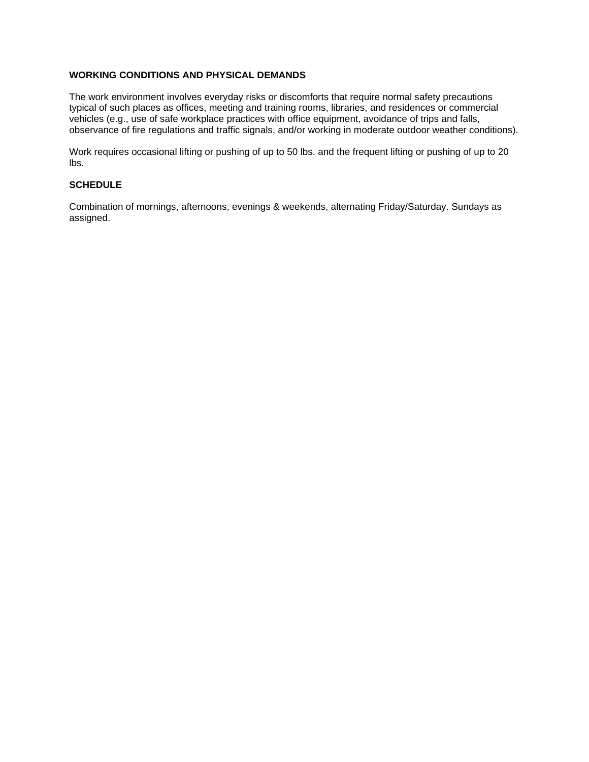## WORKING CONDITIONS AND PHYSICAL DEMANDS

The work environment involves everyday risks or discomforts that require normal safety precautions typical of such places as offices, meeting and training rooms, libraries, and residences or commercial vehicles (e.g., use of safe workplace practices with office equipment, avoidance of trips and falls, observance of fire regulations and traffic signals, and/or working in moderate outdoor weather conditions).

Work requires occasional lifting or pushing of up to 50 lbs. and the frequent lifting or pushing of up to 20 lbs.

## SCHEDULE

Combination of mornings, afternoons, evenings & weekends, alternating Friday/Saturday. Sundays as assigned.